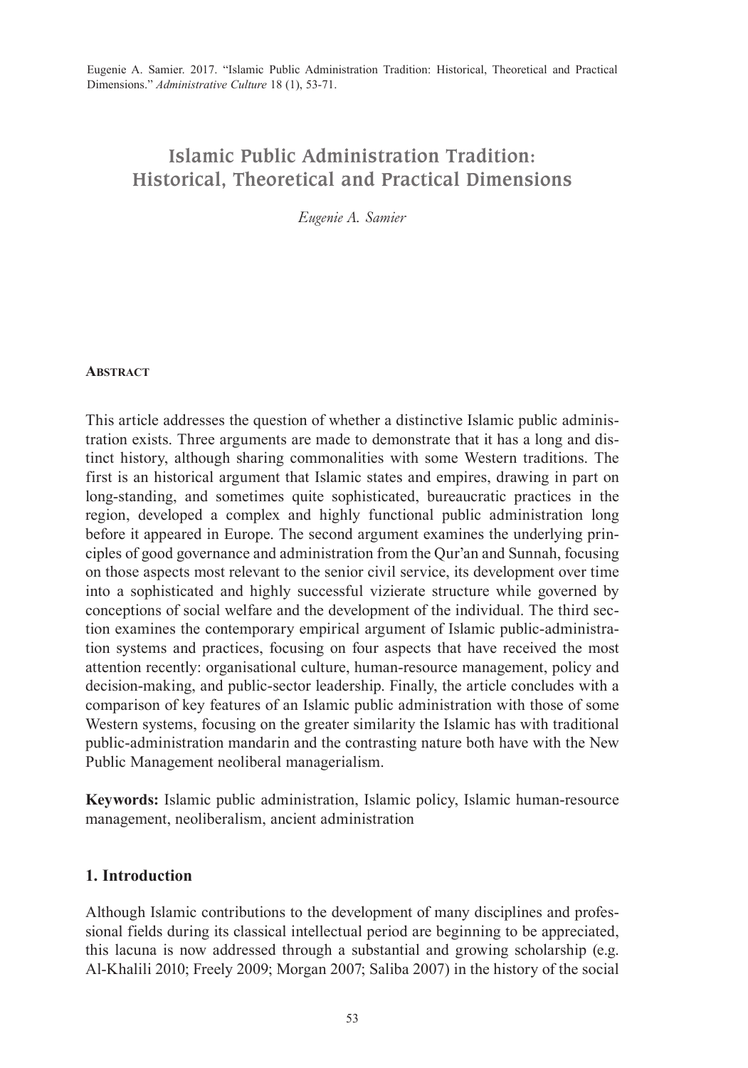Eugenie A. Samier. 2017. "Islamic Public Administration Tradition: Historical, Theoretical and Practical Dimensions." *Administrative Culture* 18 (1), 53-71.

# Islamic Public Administration Tradition: Historical, Theoretical and Practical Dimensions

*Eugenie A. Samier*

## Abstract

This article addresses the question of whether a distinctive Islamic public administration exists. Three arguments are made to demonstrate that it has a long and distinct history, although sharing commonalities with some Western traditions. The first is an historical argument that Islamic states and empires, drawing in part on long-standing, and sometimes quite sophisticated, bureaucratic practices in the region, developed a complex and highly functional public administration long before it appeared in Europe. The second argument examines the underlying principles of good governance and administration from the Qur'an and Sunnah, focusing on those aspects most relevant to the senior civil service, its development over time into a sophisticated and highly successful vizierate structure while governed by conceptions of social welfare and the development of the individual. The third section examines the contemporary empirical argument of Islamic public-administration systems and practices, focusing on four aspects that have received the most attention recently: organisational culture, human-resource management, policy and decision-making, and public-sector leadership. Finally, the article concludes with a comparison of key features of an Islamic public administration with those of some Western systems, focusing on the greater similarity the Islamic has with traditional public-administration mandarin and the contrasting nature both have with the New Public Management neoliberal managerialism.

**Keywords:** Islamic public administration, Islamic policy, Islamic human-resource management, neoliberalism, ancient administration

## 1. Introduction

Although Islamic contributions to the development of many disciplines and professional fields during its classical intellectual period are beginning to be appreciated, this lacuna is now addressed through a substantial and growing scholarship (e.g. Al-Khalili 2010; Freely 2009; Morgan 2007; Saliba 2007) in the history of the social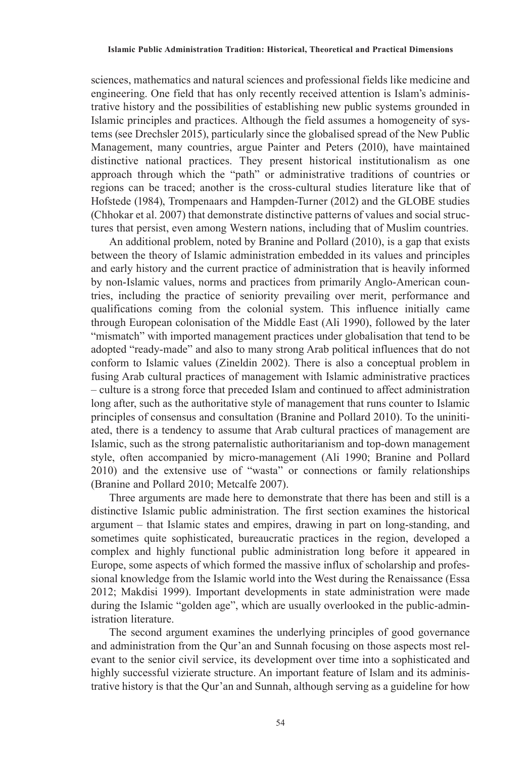sciences, mathematics and natural sciences and professional fields like medicine and engineering. One field that has only recently received attention is Islam's administrative history and the possibilities of establishing new public systems grounded in Islamic principles and practices. Although the field assumes a homogeneity of systems (see Drechsler 2015), particularly since the globalised spread of the New Public Management, many countries, argue Painter and Peters (2010), have maintained distinctive national practices. They present historical institutionalism as one approach through which the "path" or administrative traditions of countries or regions can be traced; another is the cross-cultural studies literature like that of Hofstede (1984), Trompenaars and Hampden-Turner (2012) and the GLOBE studies (Chhokar et al. 2007) that demonstrate distinctive patterns of values and social structures that persist, even among Western nations, including that of Muslim countries.

An additional problem, noted by Branine and Pollard (2010), is a gap that exists between the theory of Islamic administration embedded in its values and principles and early history and the current practice of administration that is heavily informed by non-Islamic values, norms and practices from primarily Anglo-American countries, including the practice of seniority prevailing over merit, performance and qualifications coming from the colonial system. This influence initially came through European colonisation of the Middle East (Ali 1990), followed by the later "mismatch" with imported management practices under globalisation that tend to be adopted "ready-made" and also to many strong Arab political influences that do not conform to Islamic values (Zineldin 2002). There is also a conceptual problem in fusing Arab cultural practices of management with Islamic administrative practices – culture is a strong force that preceded Islam and continued to affect administration long after, such as the authoritative style of management that runs counter to Islamic principles of consensus and consultation (Branine and Pollard 2010). To the uninitiated, there is a tendency to assume that Arab cultural practices of management are Islamic, such as the strong paternalistic authoritarianism and top-down management style, often accompanied by micro-management (Ali 1990; Branine and Pollard 2010) and the extensive use of "wasta" or connections or family relationships (Branine and Pollard 2010; Metcalfe 2007).

Three arguments are made here to demonstrate that there has been and still is a distinctive Islamic public administration. The first section examines the historical argument – that Islamic states and empires, drawing in part on long-standing, and sometimes quite sophisticated, bureaucratic practices in the region, developed a complex and highly functional public administration long before it appeared in Europe, some aspects of which formed the massive influx of scholarship and professional knowledge from the Islamic world into the West during the Renaissance (Essa 2012; Makdisi 1999). Important developments in state administration were made during the Islamic "golden age", which are usually overlooked in the public-administration literature.

The second argument examines the underlying principles of good governance and administration from the Qur'an and Sunnah focusing on those aspects most relevant to the senior civil service, its development over time into a sophisticated and highly successful vizierate structure. An important feature of Islam and its administrative history is that the Qur'an and Sunnah, although serving as a guideline for how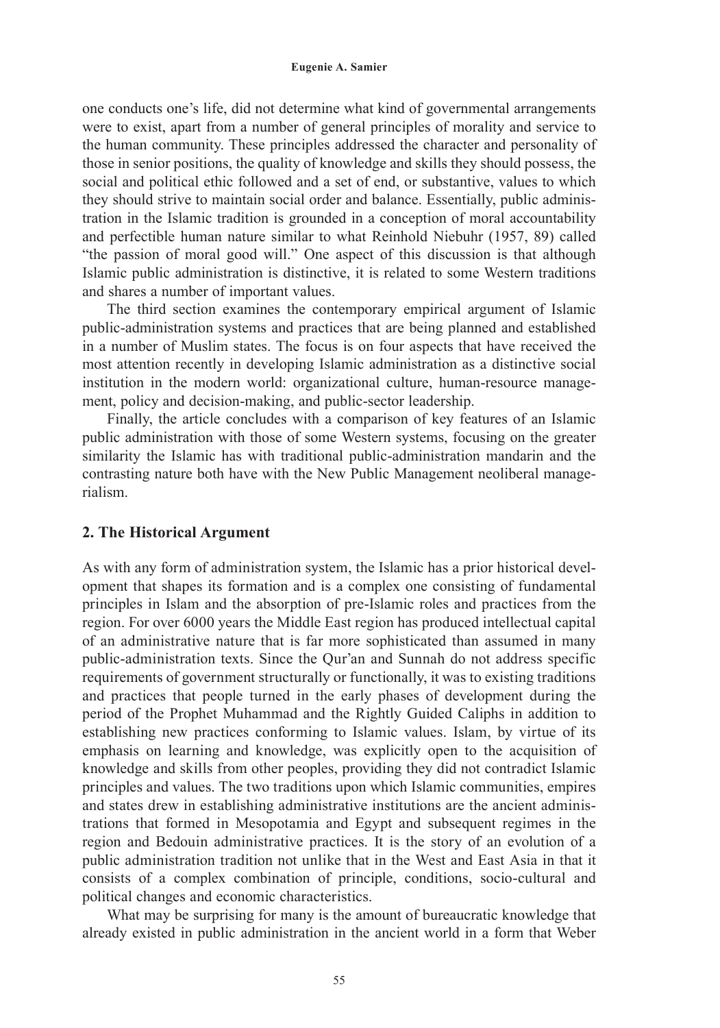one conducts one's life, did not determine what kind of governmental arrangements were to exist, apart from a number of general principles of morality and service to the human community. These principles addressed the character and personality of those in senior positions, the quality of knowledge and skills they should possess, the social and political ethic followed and a set of end, or substantive, values to which they should strive to maintain social order and balance. Essentially, public administration in the Islamic tradition is grounded in a conception of moral accountability and perfectible human nature similar to what Reinhold Niebuhr (1957, 89) called "the passion of moral good will." One aspect of this discussion is that although Islamic public administration is distinctive, it is related to some Western traditions and shares a number of important values.

The third section examines the contemporary empirical argument of Islamic public-administration systems and practices that are being planned and established in a number of Muslim states. The focus is on four aspects that have received the most attention recently in developing Islamic administration as a distinctive social institution in the modern world: organizational culture, human-resource management, policy and decision-making, and public-sector leadership.

Finally, the article concludes with a comparison of key features of an Islamic public administration with those of some Western systems, focusing on the greater similarity the Islamic has with traditional public-administration mandarin and the contrasting nature both have with the New Public Management neoliberal managerialism.

## 2. The Historical Argument

As with any form of administration system, the Islamic has a prior historical development that shapes its formation and is a complex one consisting of fundamental principles in Islam and the absorption of pre-Islamic roles and practices from the region. For over 6000 years the Middle East region has produced intellectual capital of an administrative nature that is far more sophisticated than assumed in many public-administration texts. Since the Qur'an and Sunnah do not address specific requirements of government structurally or functionally, it was to existing traditions and practices that people turned in the early phases of development during the period of the Prophet Muhammad and the Rightly Guided Caliphs in addition to establishing new practices conforming to Islamic values. Islam, by virtue of its emphasis on learning and knowledge, was explicitly open to the acquisition of knowledge and skills from other peoples, providing they did not contradict Islamic principles and values. The two traditions upon which Islamic communities, empires and states drew in establishing administrative institutions are the ancient administrations that formed in Mesopotamia and Egypt and subsequent regimes in the region and Bedouin administrative practices. It is the story of an evolution of a public administration tradition not unlike that in the West and East Asia in that it consists of a complex combination of principle, conditions, socio-cultural and political changes and economic characteristics.

What may be surprising for many is the amount of bureaucratic knowledge that already existed in public administration in the ancient world in a form that Weber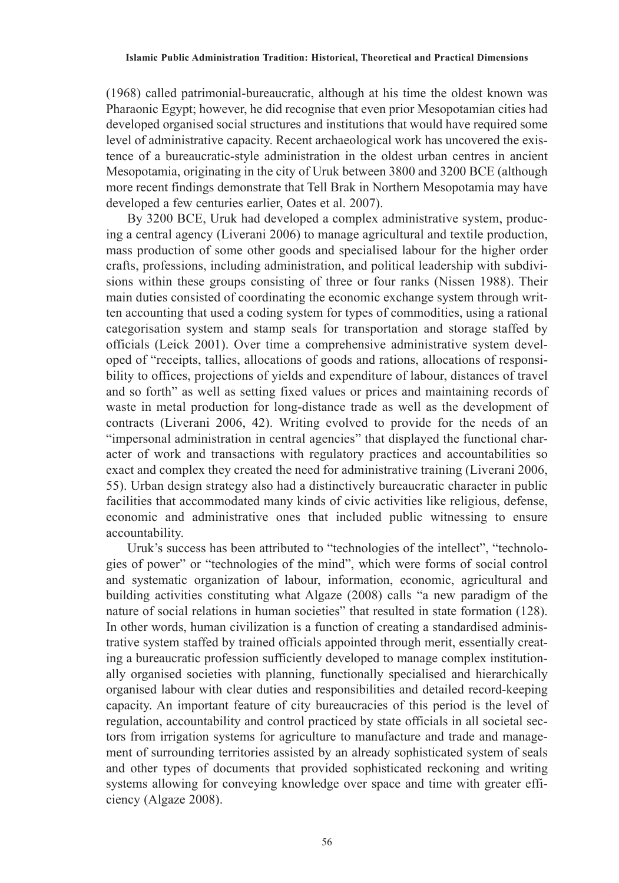(1968) called patrimonial-bureaucratic, although at his time the oldest known was Pharaonic Egypt; however, he did recognise that even prior Mesopotamian cities had developed organised social structures and institutions that would have required some level of administrative capacity. Recent archaeological work has uncovered the existence of a bureaucratic-style administration in the oldest urban centres in ancient Mesopotamia, originating in the city of Uruk between 3800 and 3200 BCE (although more recent findings demonstrate that Tell Brak in Northern Mesopotamia may have developed a few centuries earlier, Oates et al. 2007).

By 3200 BCE, Uruk had developed a complex administrative system, producing a central agency (Liverani 2006) to manage agricultural and textile production, mass production of some other goods and specialised labour for the higher order crafts, professions, including administration, and political leadership with subdivisions within these groups consisting of three or four ranks (Nissen 1988). Their main duties consisted of coordinating the economic exchange system through written accounting that used a coding system for types of commodities, using a rational categorisation system and stamp seals for transportation and storage staffed by officials (Leick 2001). Over time a comprehensive administrative system developed of "receipts, tallies, allocations of goods and rations, allocations of responsibility to offices, projections of yields and expenditure of labour, distances of travel and so forth" as well as setting fixed values or prices and maintaining records of waste in metal production for long-distance trade as well as the development of contracts (Liverani 2006, 42). Writing evolved to provide for the needs of an "impersonal administration in central agencies" that displayed the functional character of work and transactions with regulatory practices and accountabilities so exact and complex they created the need for administrative training (Liverani 2006, 55). Urban design strategy also had a distinctively bureaucratic character in public facilities that accommodated many kinds of civic activities like religious, defense, economic and administrative ones that included public witnessing to ensure accountability.

Uruk's success has been attributed to "technologies of the intellect", "technologies of power" or "technologies of the mind", which were forms of social control and systematic organization of labour, information, economic, agricultural and building activities constituting what Algaze (2008) calls "a new paradigm of the nature of social relations in human societies" that resulted in state formation (128). In other words, human civilization is a function of creating a standardised administrative system staffed by trained officials appointed through merit, essentially creating a bureaucratic profession sufficiently developed to manage complex institutionally organised societies with planning, functionally specialised and hierarchically organised labour with clear duties and responsibilities and detailed record-keeping capacity. An important feature of city bureaucracies of this period is the level of regulation, accountability and control practiced by state officials in all societal sectors from irrigation systems for agriculture to manufacture and trade and management of surrounding territories assisted by an already sophisticated system of seals and other types of documents that provided sophisticated reckoning and writing systems allowing for conveying knowledge over space and time with greater efficiency (Algaze 2008).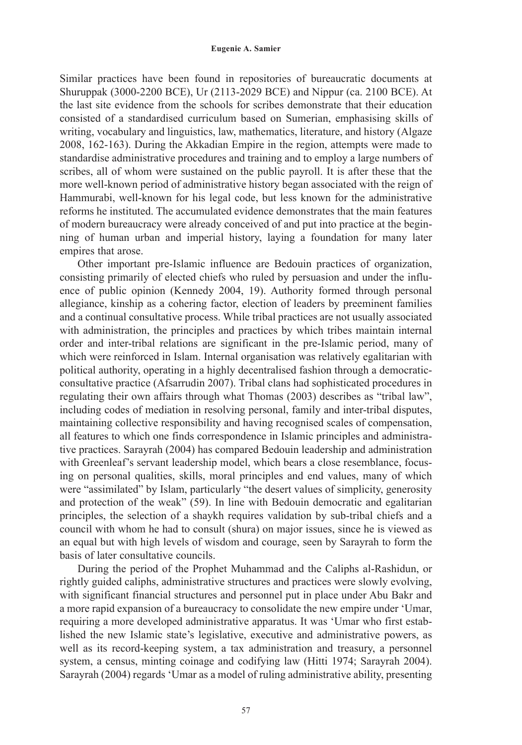Similar practices have been found in repositories of bureaucratic documents at Shuruppak (3000-2200 BCE), Ur (2113-2029 BCE) and Nippur (ca. 2100 BCE). At the last site evidence from the schools for scribes demonstrate that their education consisted of a standardised curriculum based on Sumerian, emphasising skills of writing, vocabulary and linguistics, law, mathematics, literature, and history (Algaze 2008, 162-163). During the Akkadian Empire in the region, attempts were made to standardise administrative procedures and training and to employ a large numbers of scribes, all of whom were sustained on the public payroll. It is after these that the more well-known period of administrative history began associated with the reign of Hammurabi, well-known for his legal code, but less known for the administrative reforms he instituted. The accumulated evidence demonstrates that the main features of modern bureaucracy were already conceived of and put into practice at the beginning of human urban and imperial history, laying a foundation for many later empires that arose.

Other important pre-Islamic influence are Bedouin practices of organization, consisting primarily of elected chiefs who ruled by persuasion and under the influence of public opinion (Kennedy 2004, 19). Authority formed through personal allegiance, kinship as a cohering factor, election of leaders by preeminent families and a continual consultative process. While tribal practices are not usually associated with administration, the principles and practices by which tribes maintain internal order and inter-tribal relations are significant in the pre-Islamic period, many of which were reinforced in Islam. Internal organisation was relatively egalitarian with political authority, operating in a highly decentralised fashion through a democratic-consultative practice (Afsarrudin 2007). Tribal clans had sophisticated procedures in regulating their own affairs through what Thomas (2003) describes as "tribal law", including codes of mediation in resolving personal, family and inter-tribal disputes, maintaining collective responsibility and having recognised scales of compensation, all features to which one finds correspondence in Islamic principles and administrative practices. Sarayrah (2004) has compared Bedouin leadership and administration with Greenleaf's servant leadership model, which bears a close resemblance, focusing on personal qualities, skills, moral principles and end values, many of which were "assimilated" by Islam, particularly "the desert values of simplicity, generosity and protection of the weak" (59). In line with Bedouin democratic and egalitarian principles, the selection of a shaykh requires validation by sub-tribal chiefs and a council with whom he had to consult (shura) on major issues, since he is viewed as an equal but with high levels of wisdom and courage, seen by Sarayrah to form the basis of later consultative councils.

During the period of the Prophet Muhammad and the Caliphs al-Rashidun, or rightly guided caliphs, administrative structures and practices were slowly evolving, with significant financial structures and personnel put in place under Abu Bakr and a more rapid expansion of a bureaucracy to consolidate the new empire under 'Umar, requiring a more developed administrative apparatus. It was 'Umar who first established the new Islamic state's legislative, executive and administrative powers, as well as its record-keeping system, a tax administration and treasury, a personnel system, a census, minting coinage and codifying law (Hitti 1974; Sarayrah 2004). Sarayrah (2004) regards 'Umar as a model of ruling administrative ability, presenting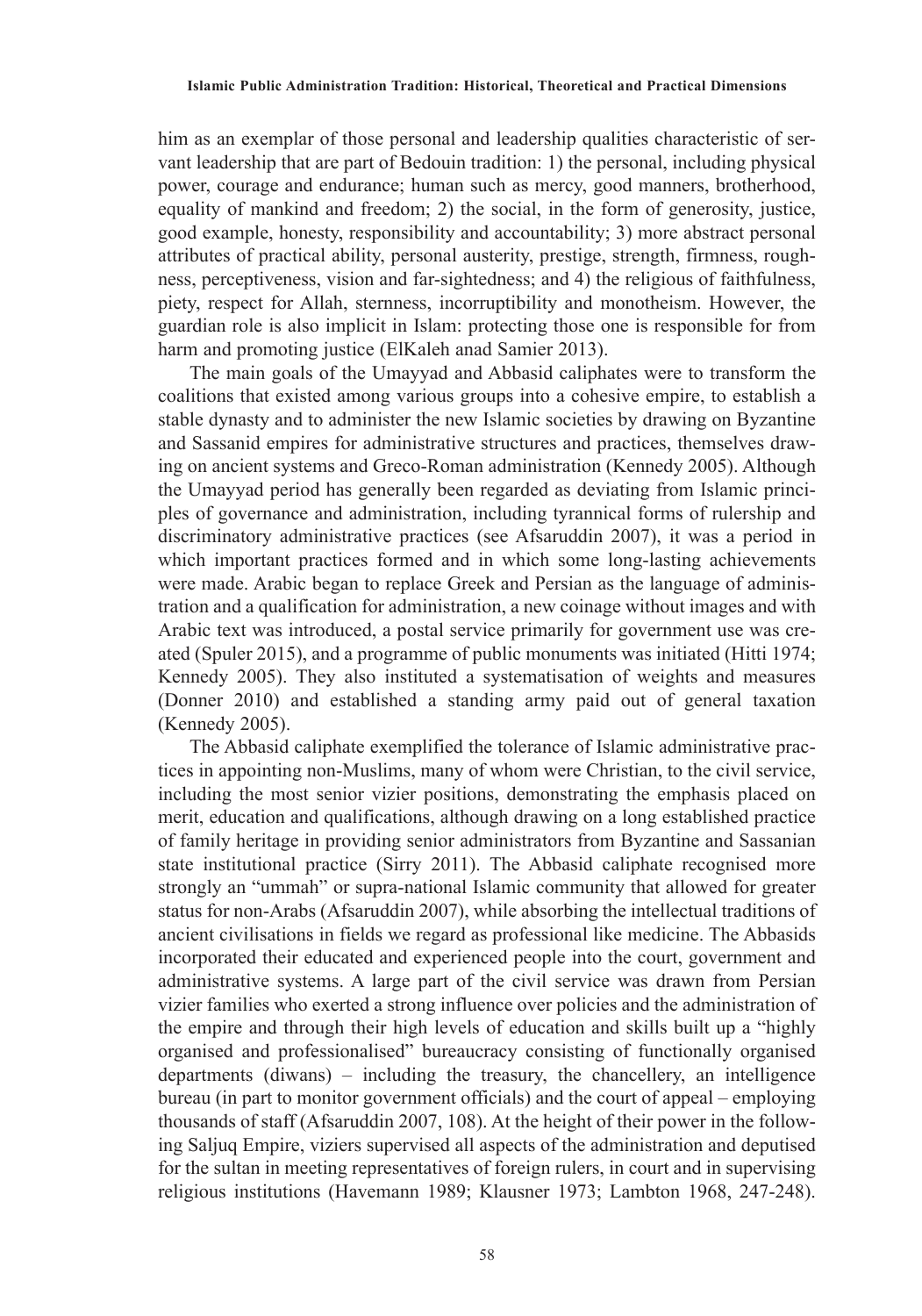him as an exemplar of those personal and leadership qualities characteristic of servant leadership that are part of Bedouin tradition: 1) the personal, including physical power, courage and endurance; human such as mercy, good manners, brotherhood, equality of mankind and freedom; 2) the social, in the form of generosity, justice, good example, honesty, responsibility and accountability; 3) more abstract personal attributes of practical ability, personal austerity, prestige, strength, firmness, roughness, perceptiveness, vision and far-sightedness; and 4) the religious of faithfulness, piety, respect for Allah, sternness, incorruptibility and monotheism. However, the guardian role is also implicit in Islam: protecting those one is responsible for from harm and promoting justice (ElKaleh anad Samier 2013).

The main goals of the Umayyad and Abbasid caliphates were to transform the coalitions that existed among various groups into a cohesive empire, to establish a stable dynasty and to administer the new Islamic societies by drawing on Byzantine and Sassanid empires for administrative structures and practices, themselves drawing on ancient systems and Greco-Roman administration (Kennedy 2005). Although the Umayyad period has generally been regarded as deviating from Islamic principles of governance and administration, including tyrannical forms of rulership and discriminatory administrative practices (see Afsaruddin 2007), it was a period in which important practices formed and in which some long-lasting achievements were made. Arabic began to replace Greek and Persian as the language of administration and a qualification for administration, a new coinage without images and with Arabic text was introduced, a postal service primarily for government use was created (Spuler 2015), and a programme of public monuments was initiated (Hitti 1974; Kennedy 2005). They also instituted a systematisation of weights and measures (Donner 2010) and established a standing army paid out of general taxation (Kennedy 2005).

The Abbasid caliphate exemplified the tolerance of Islamic administrative practices in appointing non-Muslims, many of whom were Christian, to the civil service, including the most senior vizier positions, demonstrating the emphasis placed on merit, education and qualifications, although drawing on a long established practice of family heritage in providing senior administrators from Byzantine and Sassanian state institutional practice (Sirry 2011). The Abbasid caliphate recognised more strongly an "ummah" or supra-national Islamic community that allowed for greater status for non-Arabs (Afsaruddin 2007), while absorbing the intellectual traditions of ancient civilisations in fields we regard as professional like medicine. The Abbasids incorporated their educated and experienced people into the court, government and administrative systems. A large part of the civil service was drawn from Persian vizier families who exerted a strong influence over policies and the administration of the empire and through their high levels of education and skills built up a "highly organised and professionalised" bureaucracy consisting of functionally organised departments (diwans) – including the treasury, the chancellery, an intelligence bureau (in part to monitor government officials) and the court of appeal – employing thousands of staff (Afsaruddin 2007, 108). At the height of their power in the following Saljuq Empire, viziers supervised all aspects of the administration and deputised for the sultan in meeting representatives of foreign rulers, in court and in supervising religious institutions (Havemann 1989; Klausner 1973; Lambton 1968, 247-248).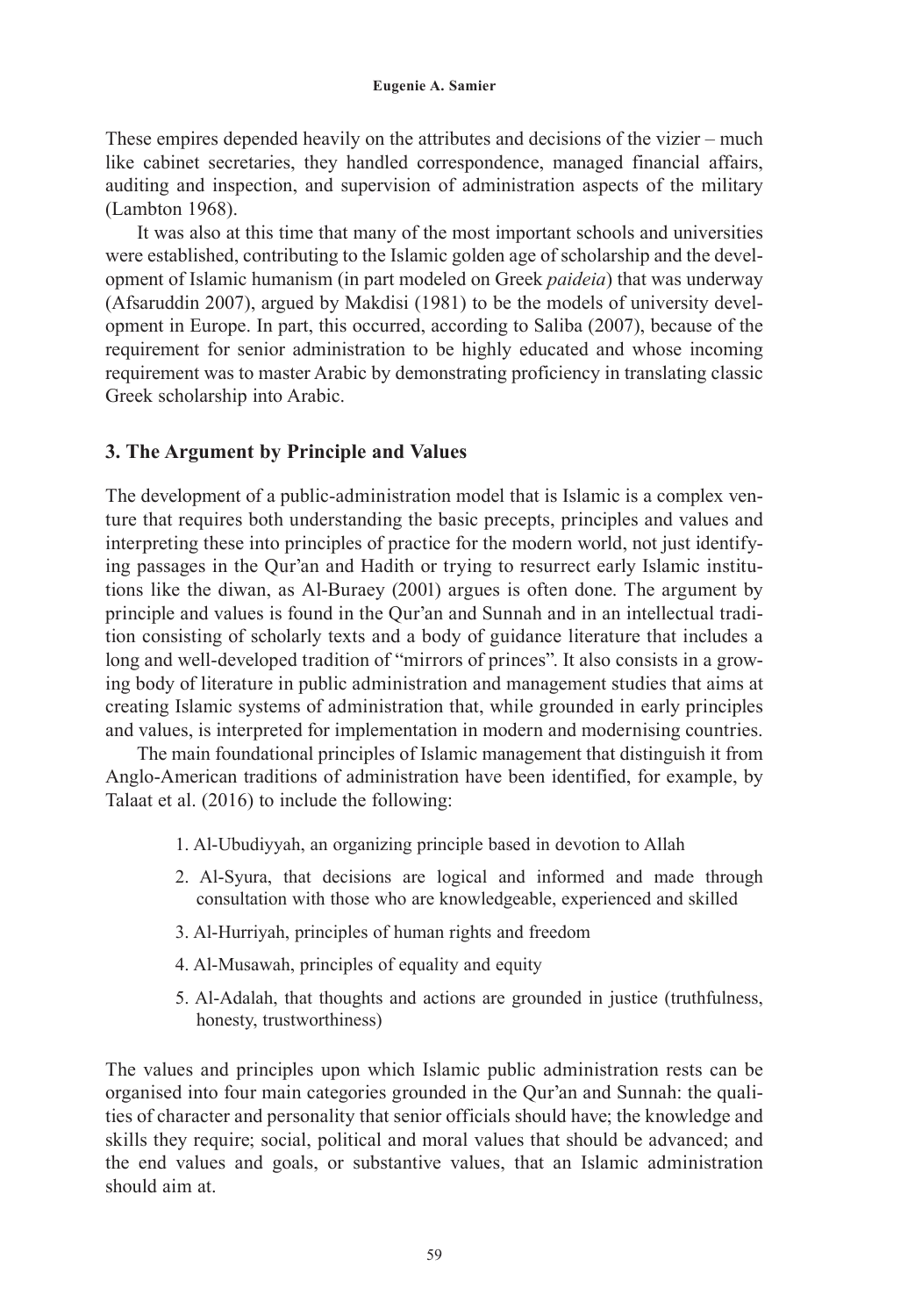These empires depended heavily on the attributes and decisions of the vizier – much like cabinet secretaries, they handled correspondence, managed financial affairs, auditing and inspection, and supervision of administration aspects of the military (Lambton 1968).

It was also at this time that many of the most important schools and universities were established, contributing to the Islamic golden age of scholarship and the development of Islamic humanism (in part modeled on Greek *paideia*) that was underway (Afsaruddin 2007), argued by Makdisi (1981) to be the models of university development in Europe. In part, this occurred, according to Saliba (2007), because of the requirement for senior administration to be highly educated and whose incoming requirement was to master Arabic by demonstrating proficiency in translating classic Greek scholarship into Arabic.

## 3. The Argument by Principle and Values

The development of a public-administration model that is Islamic is a complex venture that requires both understanding the basic precepts, principles and values and interpreting these into principles of practice for the modern world, not just identifying passages in the Qur'an and Hadith or trying to resurrect early Islamic institutions like the diwan, as Al-Buraey (2001) argues is often done. The argument by principle and values is found in the Qur'an and Sunnah and in an intellectual tradition consisting of scholarly texts and a body of guidance literature that includes a long and well-developed tradition of "mirrors of princes". It also consists in a growing body of literature in public administration and management studies that aims at creating Islamic systems of administration that, while grounded in early principles and values, is interpreted for implementation in modern and modernising countries.

The main foundational principles of Islamic management that distinguish it from Anglo-American traditions of administration have been identified, for example, by Talaat et al. (2016) to include the following:

1. Al-Ubudiyyah, an organizing principle based in devotion to Allah
2. Al-Syura, that decisions are logical and informed and made through consultation with those who are knowledgeable, experienced and skilled
3. Al-Hurriyah, principles of human rights and freedom
4. Al-Musawah, principles of equality and equity
5. Al-Adalah, that thoughts and actions are grounded in justice (truthfulness, honesty, trustworthiness)

The values and principles upon which Islamic public administration rests can be organised into four main categories grounded in the Qur'an and Sunnah: the qualities of character and personality that senior officials should have; the knowledge and skills they require; social, political and moral values that should be advanced; and the end values and goals, or substantive values, that an Islamic administration should aim at.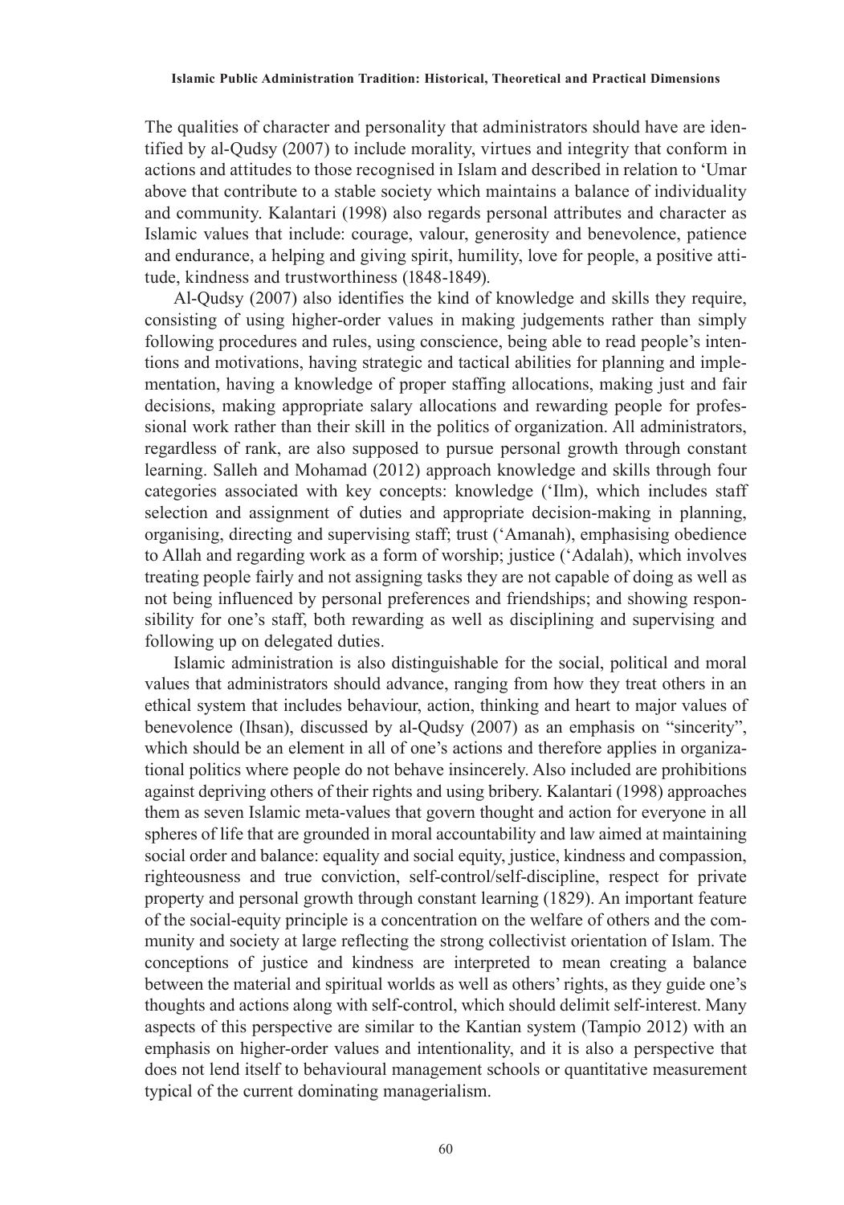The qualities of character and personality that administrators should have are identified by al-Qudsy (2007) to include morality, virtues and integrity that conform in actions and attitudes to those recognised in Islam and described in relation to 'Umar above that contribute to a stable society which maintains a balance of individuality and community. Kalantari (1998) also regards personal attributes and character as Islamic values that include: courage, valour, generosity and benevolence, patience and endurance, a helping and giving spirit, humility, love for people, a positive attitude, kindness and trustworthiness (1848-1849).

Al-Qudsy (2007) also identifies the kind of knowledge and skills they require, consisting of using higher-order values in making judgements rather than simply following procedures and rules, using conscience, being able to read people's intentions and motivations, having strategic and tactical abilities for planning and implementation, having a knowledge of proper staffing allocations, making just and fair decisions, making appropriate salary allocations and rewarding people for professional work rather than their skill in the politics of organization. All administrators, regardless of rank, are also supposed to pursue personal growth through constant learning. Salleh and Mohamad (2012) approach knowledge and skills through four categories associated with key concepts: knowledge ('Ilm), which includes staff selection and assignment of duties and appropriate decision-making in planning, organising, directing and supervising staff; trust ('Amanah), emphasising obedience to Allah and regarding work as a form of worship; justice ('Adalah), which involves treating people fairly and not assigning tasks they are not capable of doing as well as not being influenced by personal preferences and friendships; and showing responsibility for one's staff, both rewarding as well as disciplining and supervising and following up on delegated duties.

Islamic administration is also distinguishable for the social, political and moral values that administrators should advance, ranging from how they treat others in an ethical system that includes behaviour, action, thinking and heart to major values of benevolence (Ihsan), discussed by al-Qudsy (2007) as an emphasis on "sincerity", which should be an element in all of one's actions and therefore applies in organizational politics where people do not behave insincerely. Also included are prohibitions against depriving others of their rights and using bribery. Kalantari (1998) approaches them as seven Islamic meta-values that govern thought and action for everyone in all spheres of life that are grounded in moral accountability and law aimed at maintaining social order and balance: equality and social equity, justice, kindness and compassion, righteousness and true conviction, self-control/self-discipline, respect for private property and personal growth through constant learning (1829). An important feature of the social-equity principle is a concentration on the welfare of others and the community and society at large reflecting the strong collectivist orientation of Islam. The conceptions of justice and kindness are interpreted to mean creating a balance between the material and spiritual worlds as well as others' rights, as they guide one's thoughts and actions along with self-control, which should delimit self-interest. Many aspects of this perspective are similar to the Kantian system (Tampio 2012) with an emphasis on higher-order values and intentionality, and it is also a perspective that does not lend itself to behavioural management schools or quantitative measurement typical of the current dominating managerialism.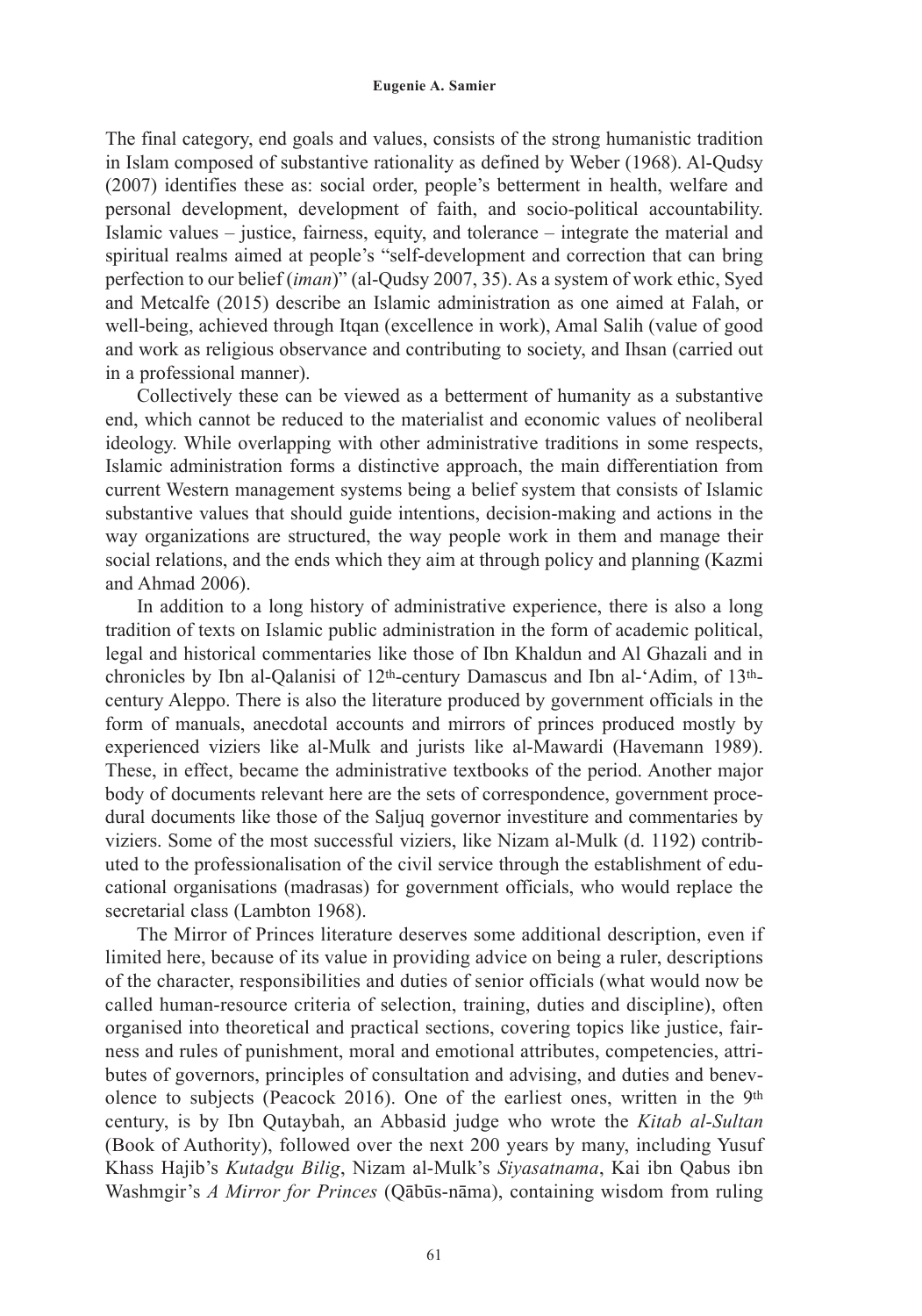The final category, end goals and values, consists of the strong humanistic tradition in Islam composed of substantive rationality as defined by Weber (1968). Al-Qudsy (2007) identifies these as: social order, people's betterment in health, welfare and personal development, development of faith, and socio-political accountability. Islamic values – justice, fairness, equity, and tolerance – integrate the material and spiritual realms aimed at people's "self-development and correction that can bring perfection to our belief (*iman*)" (al-Qudsy 2007, 35). As a system of work ethic, Syed and Metcalfe (2015) describe an Islamic administration as one aimed at Falah, or well-being, achieved through Itqan (excellence in work), Amal Salih (value of good and work as religious observance and contributing to society, and Ihsan (carried out in a professional manner).

Collectively these can be viewed as a betterment of humanity as a substantive end, which cannot be reduced to the materialist and economic values of neoliberal ideology. While overlapping with other administrative traditions in some respects, Islamic administration forms a distinctive approach, the main differentiation from current Western management systems being a belief system that consists of Islamic substantive values that should guide intentions, decision-making and actions in the way organizations are structured, the way people work in them and manage their social relations, and the ends which they aim at through policy and planning (Kazmi and Ahmad 2006).

In addition to a long history of administrative experience, there is also a long tradition of texts on Islamic public administration in the form of academic political, legal and historical commentaries like those of Ibn Khaldun and Al Ghazali and in chronicles by Ibn al-Qalanisi of 12th-century Damascus and Ibn al-'Adim, of 13th-century Aleppo. There is also the literature produced by government officials in the form of manuals, anecdotal accounts and mirrors of princes produced mostly by experienced viziers like al-Mulk and jurists like al-Mawardi (Havemann 1989). These, in effect, became the administrative textbooks of the period. Another major body of documents relevant here are the sets of correspondence, government procedural documents like those of the Saljuq governor investiture and commentaries by viziers. Some of the most successful viziers, like Nizam al-Mulk (d. 1192) contributed to the professionalisation of the civil service through the establishment of educational organisations (madrasas) for government officials, who would replace the secretarial class (Lambton 1968).

The Mirror of Princes literature deserves some additional description, even if limited here, because of its value in providing advice on being a ruler, descriptions of the character, responsibilities and duties of senior officials (what would now be called human-resource criteria of selection, training, duties and discipline), often organised into theoretical and practical sections, covering topics like justice, fairness and rules of punishment, moral and emotional attributes, competencies, attributes of governors, principles of consultation and advising, and duties and benevolence to subjects (Peacock 2016). One of the earliest ones, written in the 9th century, is by Ibn Qutaybah, an Abbasid judge who wrote the *Kitab al-Sultan* (Book of Authority), followed over the next 200 years by many, including Yusuf Khass Hajib's *Kutadgu Bilig*, Nizam al-Mulk's *Siyasatnama*, Kai ibn Qabus ibn Washmgir's *A Mirror for Princes* (Qābūs-nāma), containing wisdom from ruling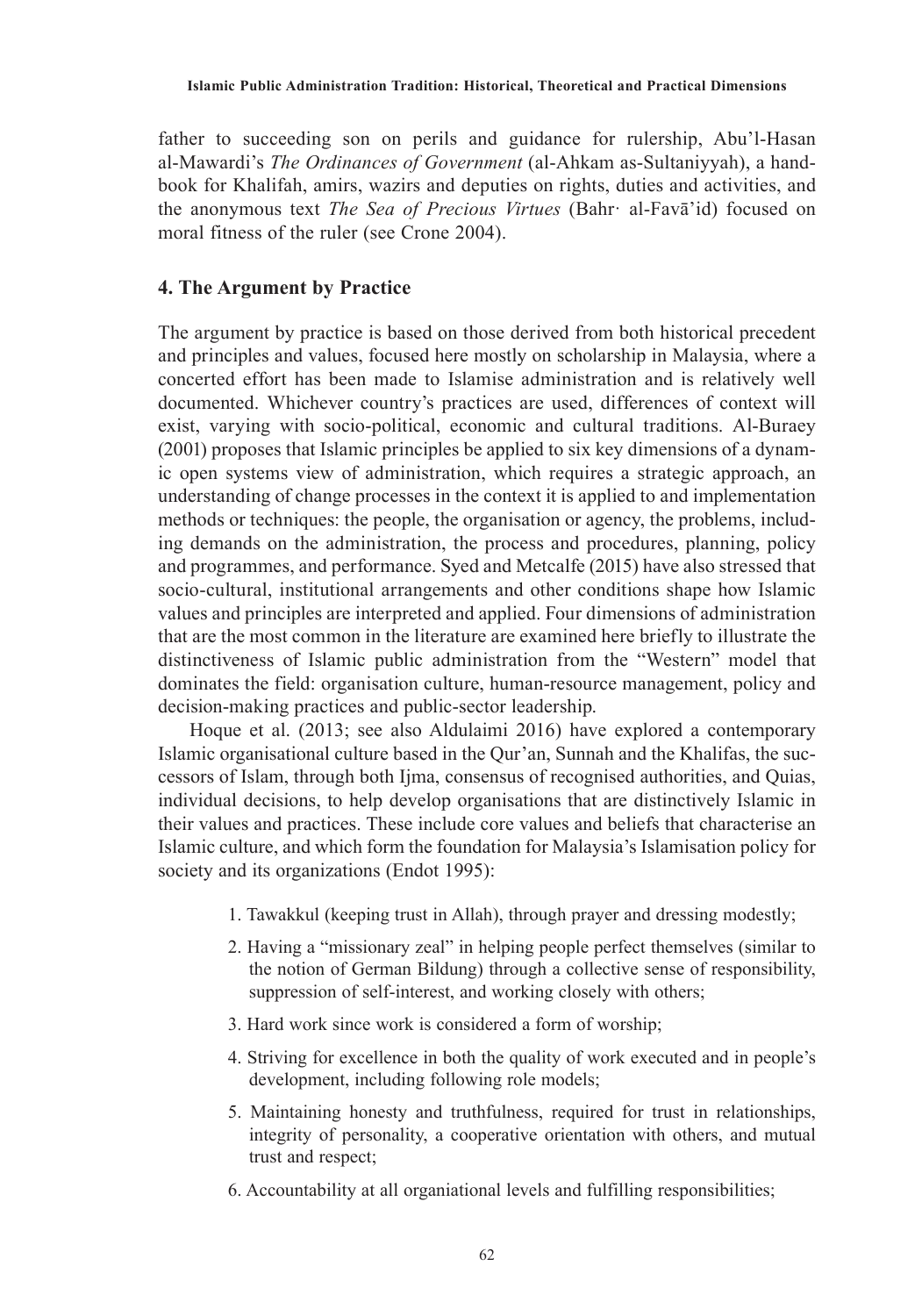father to succeeding son on perils and guidance for rulership, Abu'l-Hasan al-Mawardi's *The Ordinances of Government* (al-Ahkam as-Sultaniyyah), a handbook for Khalifah, amirs, wazirs and deputies on rights, duties and activities, and the anonymous text *The Sea of Precious Virtues* (Bahr· al-Favā'id) focused on moral fitness of the ruler (see Crone 2004).

## 4. The Argument by Practice

The argument by practice is based on those derived from both historical precedent and principles and values, focused here mostly on scholarship in Malaysia, where a concerted effort has been made to Islamise administration and is relatively well documented. Whichever country's practices are used, differences of context will exist, varying with socio-political, economic and cultural traditions. Al-Buraey (2001) proposes that Islamic principles be applied to six key dimensions of a dynamic open systems view of administration, which requires a strategic approach, an understanding of change processes in the context it is applied to and implementation methods or techniques: the people, the organisation or agency, the problems, including demands on the administration, the process and procedures, planning, policy and programmes, and performance. Syed and Metcalfe (2015) have also stressed that socio-cultural, institutional arrangements and other conditions shape how Islamic values and principles are interpreted and applied. Four dimensions of administration that are the most common in the literature are examined here briefly to illustrate the distinctiveness of Islamic public administration from the "Western" model that dominates the field: organisation culture, human-resource management, policy and decision-making practices and public-sector leadership.

Hoque et al. (2013; see also Aldulaimi 2016) have explored a contemporary Islamic organisational culture based in the Qur'an, Sunnah and the Khalifas, the successors of Islam, through both Ijma, consensus of recognised authorities, and Quias, individual decisions, to help develop organisations that are distinctively Islamic in their values and practices. These include core values and beliefs that characterise an Islamic culture, and which form the foundation for Malaysia's Islamisation policy for society and its organizations (Endot 1995):

1. Tawakkul (keeping trust in Allah), through prayer and dressing modestly;
2. Having a "missionary zeal" in helping people perfect themselves (similar to the notion of German Bildung) through a collective sense of responsibility, suppression of self-interest, and working closely with others;
3. Hard work since work is considered a form of worship;
4. Striving for excellence in both the quality of work executed and in people's development, including following role models;
5. Maintaining honesty and truthfulness, required for trust in relationships, integrity of personality, a cooperative orientation with others, and mutual trust and respect;
6. Accountability at all organiational levels and fulfilling responsibilities;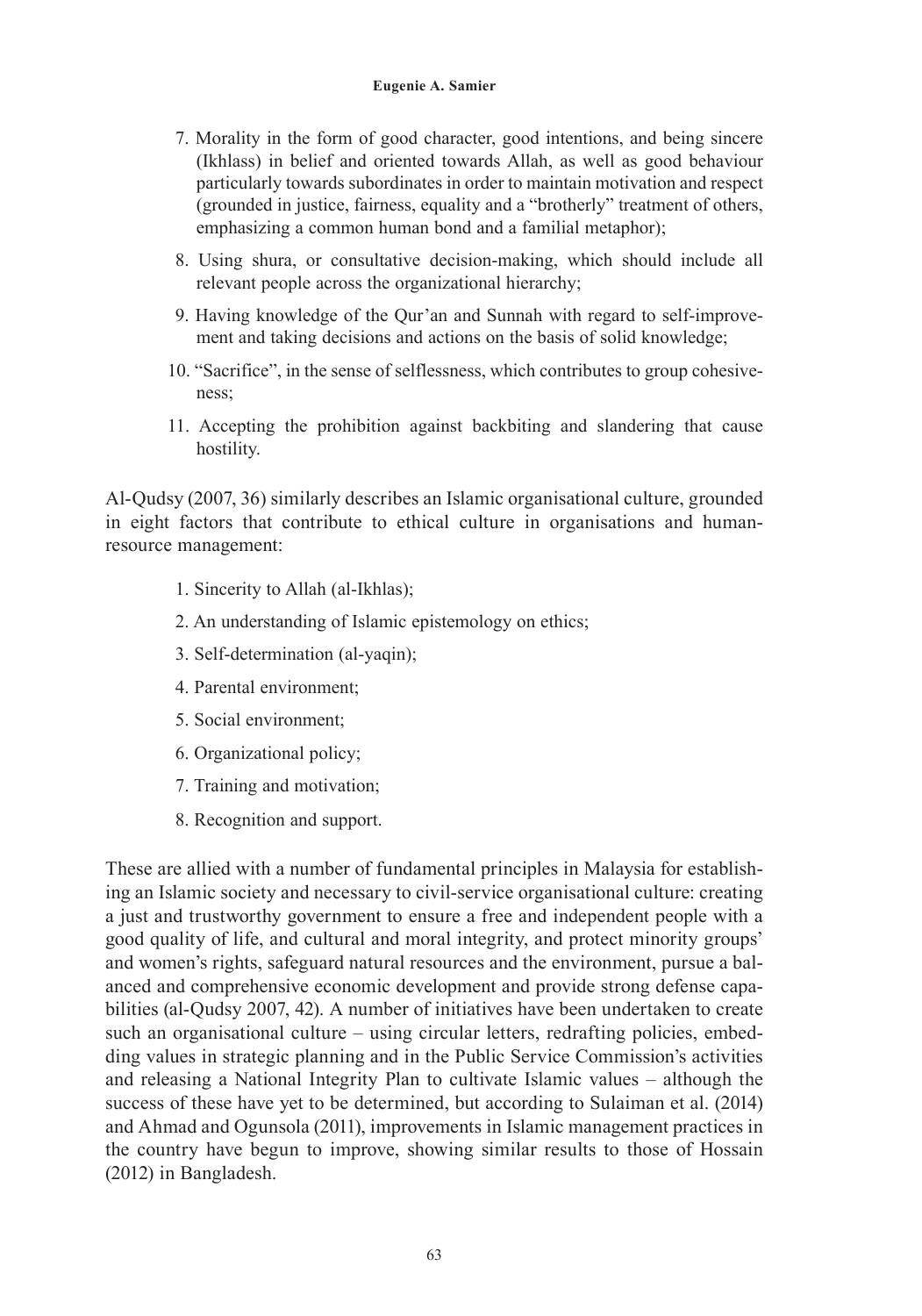7. Morality in the form of good character, good intentions, and being sincere (Ikhlass) in belief and oriented towards Allah, as well as good behaviour particularly towards subordinates in order to maintain motivation and respect (grounded in justice, fairness, equality and a "brotherly" treatment of others, emphasizing a common human bond and a familial metaphor);
8. Using shura, or consultative decision-making, which should include all relevant people across the organizational hierarchy;
9. Having knowledge of the Qur'an and Sunnah with regard to self-improvement and taking decisions and actions on the basis of solid knowledge;
10. "Sacrifice", in the sense of selflessness, which contributes to group cohesiveness;
11. Accepting the prohibition against backbiting and slandering that cause hostility.

Al-Qudsy (2007, 36) similarly describes an Islamic organisational culture, grounded in eight factors that contribute to ethical culture in organisations and human-resource management:

1. Sincerity to Allah (al-Ikhlas);
2. An understanding of Islamic epistemology on ethics;
3. Self-determination (al-yaqin);
4. Parental environment;
5. Social environment;
6. Organizational policy;
7. Training and motivation;
8. Recognition and support.

These are allied with a number of fundamental principles in Malaysia for establishing an Islamic society and necessary to civil-service organisational culture: creating a just and trustworthy government to ensure a free and independent people with a good quality of life, and cultural and moral integrity, and protect minority groups' and women's rights, safeguard natural resources and the environment, pursue a balanced and comprehensive economic development and provide strong defense capabilities (al-Qudsy 2007, 42). A number of initiatives have been undertaken to create such an organisational culture – using circular letters, redrafting policies, embedding values in strategic planning and in the Public Service Commission's activities and releasing a National Integrity Plan to cultivate Islamic values – although the success of these have yet to be determined, but according to Sulaiman et al. (2014) and Ahmad and Ogunsola (2011), improvements in Islamic management practices in the country have begun to improve, showing similar results to those of Hossain (2012) in Bangladesh.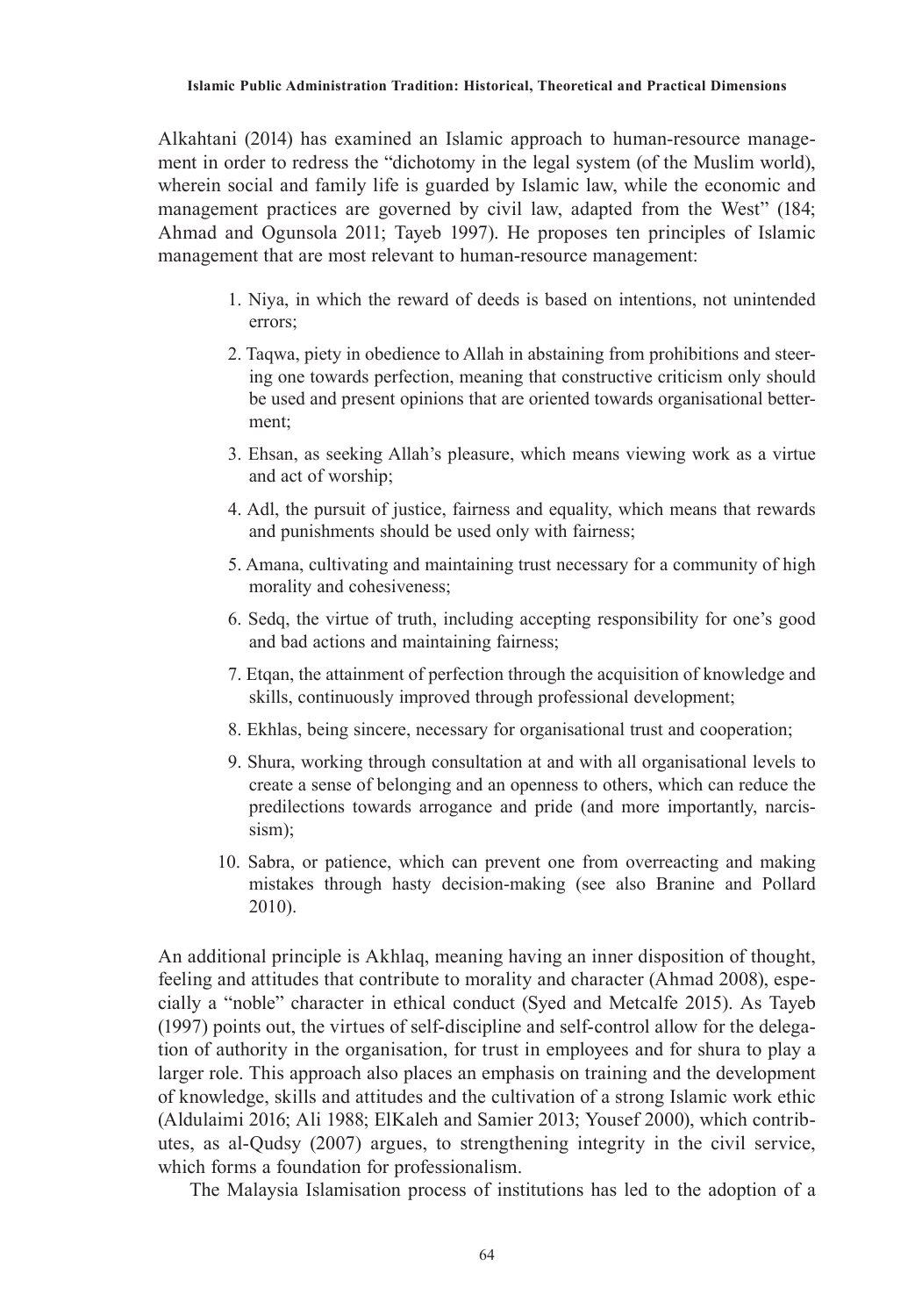Alkahtani (2014) has examined an Islamic approach to human-resource management in order to redress the "dichotomy in the legal system (of the Muslim world), wherein social and family life is guarded by Islamic law, while the economic and management practices are governed by civil law, adapted from the West" (184; Ahmad and Ogunsola 2011; Tayeb 1997). He proposes ten principles of Islamic management that are most relevant to human-resource management:

1. Niya, in which the reward of deeds is based on intentions, not unintended errors;
2. Taqwa, piety in obedience to Allah in abstaining from prohibitions and steering one towards perfection, meaning that constructive criticism only should be used and present opinions that are oriented towards organisational betterment;
3. Ehsan, as seeking Allah's pleasure, which means viewing work as a virtue and act of worship;
4. Adl, the pursuit of justice, fairness and equality, which means that rewards and punishments should be used only with fairness;
5. Amana, cultivating and maintaining trust necessary for a community of high morality and cohesiveness;
6. Sedq, the virtue of truth, including accepting responsibility for one's good and bad actions and maintaining fairness;
7. Etqan, the attainment of perfection through the acquisition of knowledge and skills, continuously improved through professional development;
8. Ekhlas, being sincere, necessary for organisational trust and cooperation;
9. Shura, working through consultation at and with all organisational levels to create a sense of belonging and an openness to others, which can reduce the predilections towards arrogance and pride (and more importantly, narcissism);
10. Sabra, or patience, which can prevent one from overreacting and making mistakes through hasty decision-making (see also Branine and Pollard 2010).

An additional principle is Akhlaq, meaning having an inner disposition of thought, feeling and attitudes that contribute to morality and character (Ahmad 2008), especially a "noble" character in ethical conduct (Syed and Metcalfe 2015). As Tayeb (1997) points out, the virtues of self-discipline and self-control allow for the delegation of authority in the organisation, for trust in employees and for shura to play a larger role. This approach also places an emphasis on training and the development of knowledge, skills and attitudes and the cultivation of a strong Islamic work ethic (Aldulaimi 2016; Ali 1988; ElKaleh and Samier 2013; Yousef 2000), which contributes, as al-Qudsy (2007) argues, to strengthening integrity in the civil service, which forms a foundation for professionalism.

The Malaysia Islamisation process of institutions has led to the adoption of a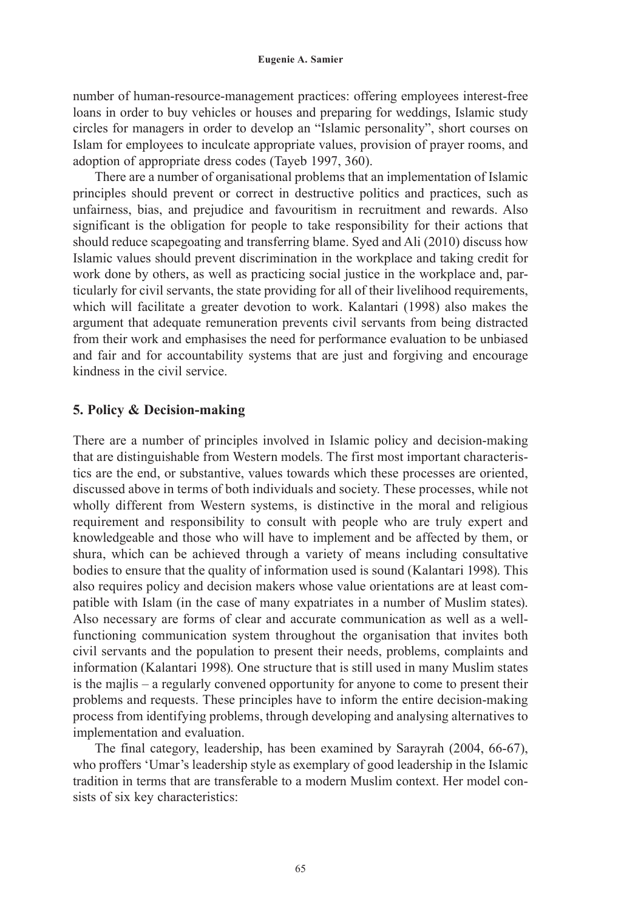number of human-resource-management practices: offering employees interest-free loans in order to buy vehicles or houses and preparing for weddings, Islamic study circles for managers in order to develop an "Islamic personality", short courses on Islam for employees to inculcate appropriate values, provision of prayer rooms, and adoption of appropriate dress codes (Tayeb 1997, 360).

There are a number of organisational problems that an implementation of Islamic principles should prevent or correct in destructive politics and practices, such as unfairness, bias, and prejudice and favouritism in recruitment and rewards. Also significant is the obligation for people to take responsibility for their actions that should reduce scapegoating and transferring blame. Syed and Ali (2010) discuss how Islamic values should prevent discrimination in the workplace and taking credit for work done by others, as well as practicing social justice in the workplace and, particularly for civil servants, the state providing for all of their livelihood requirements, which will facilitate a greater devotion to work. Kalantari (1998) also makes the argument that adequate remuneration prevents civil servants from being distracted from their work and emphasises the need for performance evaluation to be unbiased and fair and for accountability systems that are just and forgiving and encourage kindness in the civil service.

## 5. Policy & Decision-making

There are a number of principles involved in Islamic policy and decision-making that are distinguishable from Western models. The first most important characteristics are the end, or substantive, values towards which these processes are oriented, discussed above in terms of both individuals and society. These processes, while not wholly different from Western systems, is distinctive in the moral and religious requirement and responsibility to consult with people who are truly expert and knowledgeable and those who will have to implement and be affected by them, or shura, which can be achieved through a variety of means including consultative bodies to ensure that the quality of information used is sound (Kalantari 1998). This also requires policy and decision makers whose value orientations are at least compatible with Islam (in the case of many expatriates in a number of Muslim states). Also necessary are forms of clear and accurate communication as well as a well-functioning communication system throughout the organisation that invites both civil servants and the population to present their needs, problems, complaints and information (Kalantari 1998). One structure that is still used in many Muslim states is the majlis – a regularly convened opportunity for anyone to come to present their problems and requests. These principles have to inform the entire decision-making process from identifying problems, through developing and analysing alternatives to implementation and evaluation.

The final category, leadership, has been examined by Sarayrah (2004, 66-67), who proffers 'Umar's leadership style as exemplary of good leadership in the Islamic tradition in terms that are transferable to a modern Muslim context. Her model consists of six key characteristics: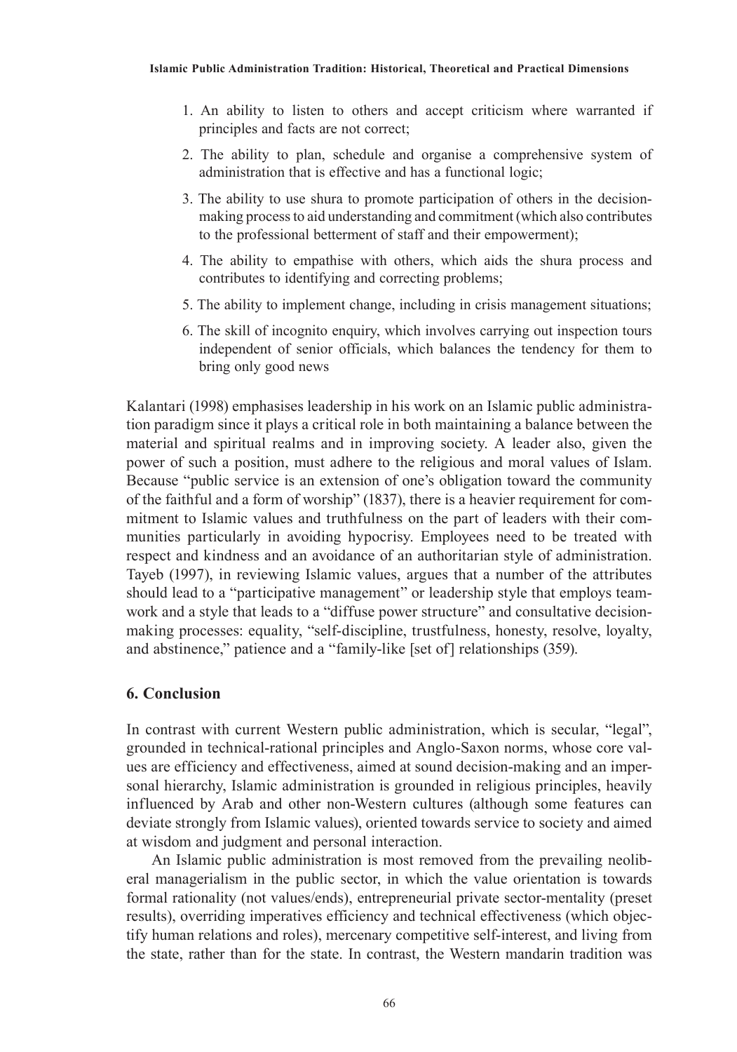1. An ability to listen to others and accept criticism where warranted if principles and facts are not correct;
2. The ability to plan, schedule and organise a comprehensive system of administration that is effective and has a functional logic;
3. The ability to use shura to promote participation of others in the decision-making process to aid understanding and commitment (which also contributes to the professional betterment of staff and their empowerment);
4. The ability to empathise with others, which aids the shura process and contributes to identifying and correcting problems;
5. The ability to implement change, including in crisis management situations;
6. The skill of incognito enquiry, which involves carrying out inspection tours independent of senior officials, which balances the tendency for them to bring only good news

Kalantari (1998) emphasises leadership in his work on an Islamic public administration paradigm since it plays a critical role in both maintaining a balance between the material and spiritual realms and in improving society. A leader also, given the power of such a position, must adhere to the religious and moral values of Islam. Because "public service is an extension of one's obligation toward the community of the faithful and a form of worship" (1837), there is a heavier requirement for commitment to Islamic values and truthfulness on the part of leaders with their communities particularly in avoiding hypocrisy. Employees need to be treated with respect and kindness and an avoidance of an authoritarian style of administration. Tayeb (1997), in reviewing Islamic values, argues that a number of the attributes should lead to a "participative management" or leadership style that employs teamwork and a style that leads to a "diffuse power structure" and consultative decision-making processes: equality, "self-discipline, trustfulness, honesty, resolve, loyalty, and abstinence," patience and a "family-like [set of] relationships (359).

## 6. Conclusion

In contrast with current Western public administration, which is secular, "legal", grounded in technical-rational principles and Anglo-Saxon norms, whose core values are efficiency and effectiveness, aimed at sound decision-making and an impersonal hierarchy, Islamic administration is grounded in religious principles, heavily influenced by Arab and other non-Western cultures (although some features can deviate strongly from Islamic values), oriented towards service to society and aimed at wisdom and judgment and personal interaction.

An Islamic public administration is most removed from the prevailing neoliberal managerialism in the public sector, in which the value orientation is towards formal rationality (not values/ends), entrepreneurial private sector-mentality (preset results), overriding imperatives efficiency and technical effectiveness (which objectify human relations and roles), mercenary competitive self-interest, and living from the state, rather than for the state. In contrast, the Western mandarin tradition was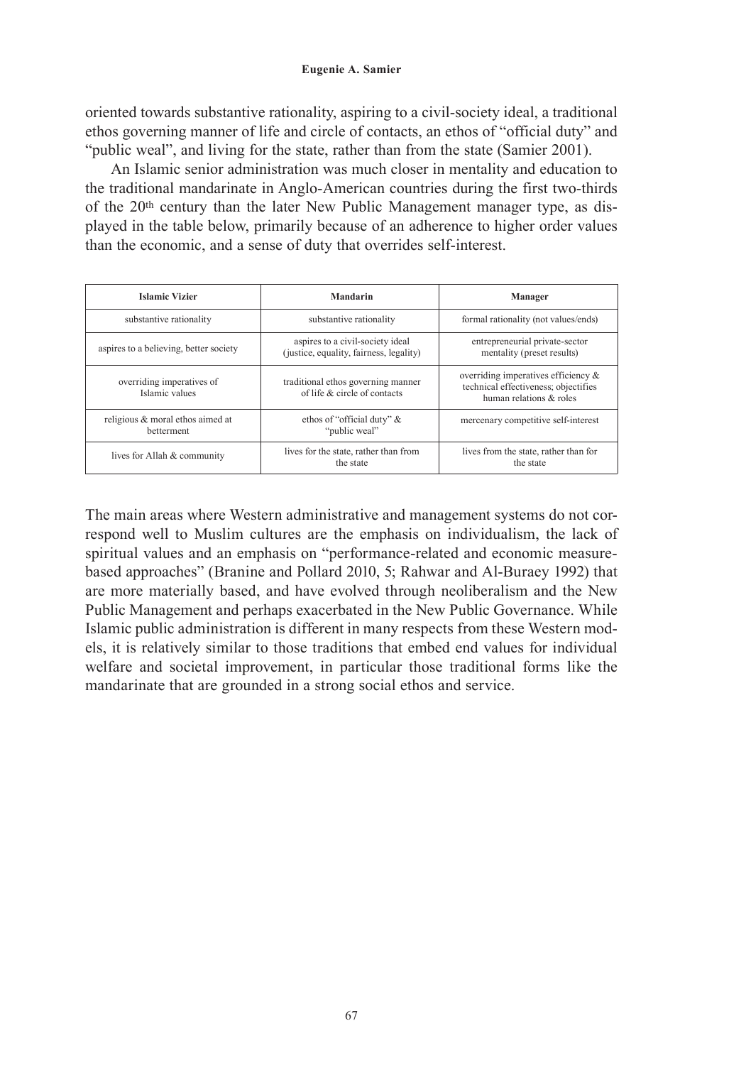oriented towards substantive rationality, aspiring to a civil-society ideal, a traditional ethos governing manner of life and circle of contacts, an ethos of "official duty" and "public weal", and living for the state, rather than from the state (Samier 2001).

An Islamic senior administration was much closer in mentality and education to the traditional mandarinate in Anglo-American countries during the first two-thirds of the 20th century than the later New Public Management manager type, as displayed in the table below, primarily because of an adherence to higher order values than the economic, and a sense of duty that overrides self-interest.

| **Islamic Vizier** | **Mandarin** | **Manager** |
|---|---|---|
| substantive rationality | substantive rationality | formal rationality (not values/ends) |
| aspires to a believing, better society | aspires to a civil-society ideal (justice, equality, fairness, legality) | entrepreneurial private-sector mentality (preset results) |
| overriding imperatives of Islamic values | traditional ethos governing manner of life & circle of contacts | overriding imperatives efficiency & technical effectiveness; objectifies human relations & roles |
| religious & moral ethos aimed at betterment | ethos of "official duty" & "public weal" | mercenary competitive self-interest |
| lives for Allah & community | lives for the state, rather than from the state | lives from the state, rather than for the state |

The main areas where Western administrative and management systems do not correspond well to Muslim cultures are the emphasis on individualism, the lack of spiritual values and an emphasis on "performance-related and economic measure-based approaches" (Branine and Pollard 2010, 5; Rahwar and Al-Buraey 1992) that are more materially based, and have evolved through neoliberalism and the New Public Management and perhaps exacerbated in the New Public Governance. While Islamic public administration is different in many respects from these Western models, it is relatively similar to those traditions that embed end values for individual welfare and societal improvement, in particular those traditional forms like the mandarinate that are grounded in a strong social ethos and service.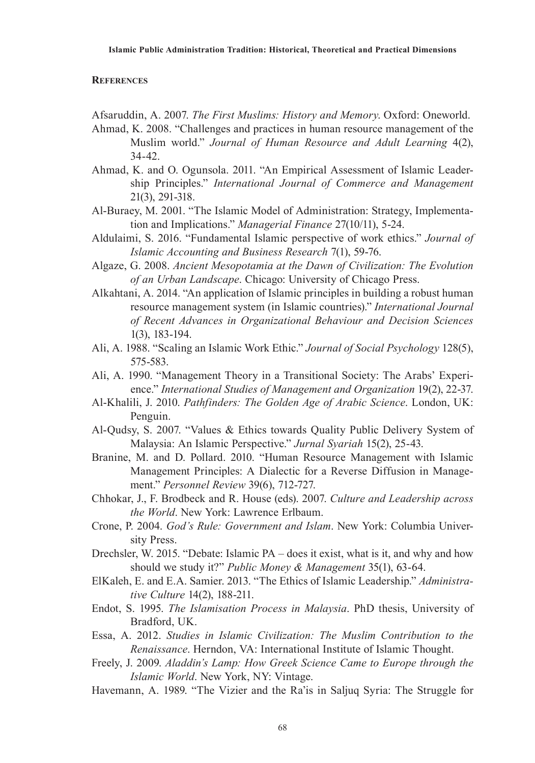## References

Afsaruddin, A. 2007. *The First Muslims: History and Memory*. Oxford: Oneworld.

Ahmad, K. 2008. "Challenges and practices in human resource management of the Muslim world." *Journal of Human Resource and Adult Learning* 4(2), 34-42.

Ahmad, K. and O. Ogunsola. 2011. "An Empirical Assessment of Islamic Leadership Principles." *International Journal of Commerce and Management* 21(3), 291-318.

Al-Buraey, M. 2001. "The Islamic Model of Administration: Strategy, Implementation and Implications." *Managerial Finance* 27(10/11), 5-24.

Aldulaimi, S. 2016. "Fundamental Islamic perspective of work ethics." *Journal of Islamic Accounting and Business Research* 7(1), 59-76.

Algaze, G. 2008. *Ancient Mesopotamia at the Dawn of Civilization: The Evolution of an Urban Landscape*. Chicago: University of Chicago Press.

Alkahtani, A. 2014. "An application of Islamic principles in building a robust human resource management system (in Islamic countries)." *International Journal of Recent Advances in Organizational Behaviour and Decision Sciences* 1(3), 183-194.

Ali, A. 1988. "Scaling an Islamic Work Ethic." *Journal of Social Psychology* 128(5), 575-583.

Ali, A. 1990. "Management Theory in a Transitional Society: The Arabs' Experience." *International Studies of Management and Organization* 19(2), 22-37.

Al-Khalili, J. 2010. *Pathfinders: The Golden Age of Arabic Science*. London, UK: Penguin.

Al-Qudsy, S. 2007. "Values & Ethics towards Quality Public Delivery System of Malaysia: An Islamic Perspective." *Jurnal Syariah* 15(2), 25-43.

Branine, M. and D. Pollard. 2010. "Human Resource Management with Islamic Management Principles: A Dialectic for a Reverse Diffusion in Management." *Personnel Review* 39(6), 712-727.

Chhokar, J., F. Brodbeck and R. House (eds). 2007. *Culture and Leadership across the World*. New York: Lawrence Erlbaum.

Crone, P. 2004. *God's Rule: Government and Islam*. New York: Columbia University Press.

Drechsler, W. 2015. "Debate: Islamic PA – does it exist, what is it, and why and how should we study it?" *Public Money & Management* 35(1), 63-64.

ElKaleh, E. and E.A. Samier. 2013. "The Ethics of Islamic Leadership." *Administrative Culture* 14(2), 188-211.

Endot, S. 1995. *The Islamisation Process in Malaysia*. PhD thesis, University of Bradford, UK.

Essa, A. 2012. *Studies in Islamic Civilization: The Muslim Contribution to the Renaissance*. Herndon, VA: International Institute of Islamic Thought.

Freely, J. 2009. *Aladdin's Lamp: How Greek Science Came to Europe through the Islamic World*. New York, NY: Vintage.

Havemann, A. 1989. "The Vizier and the Ra'is in Saljuq Syria: The Struggle for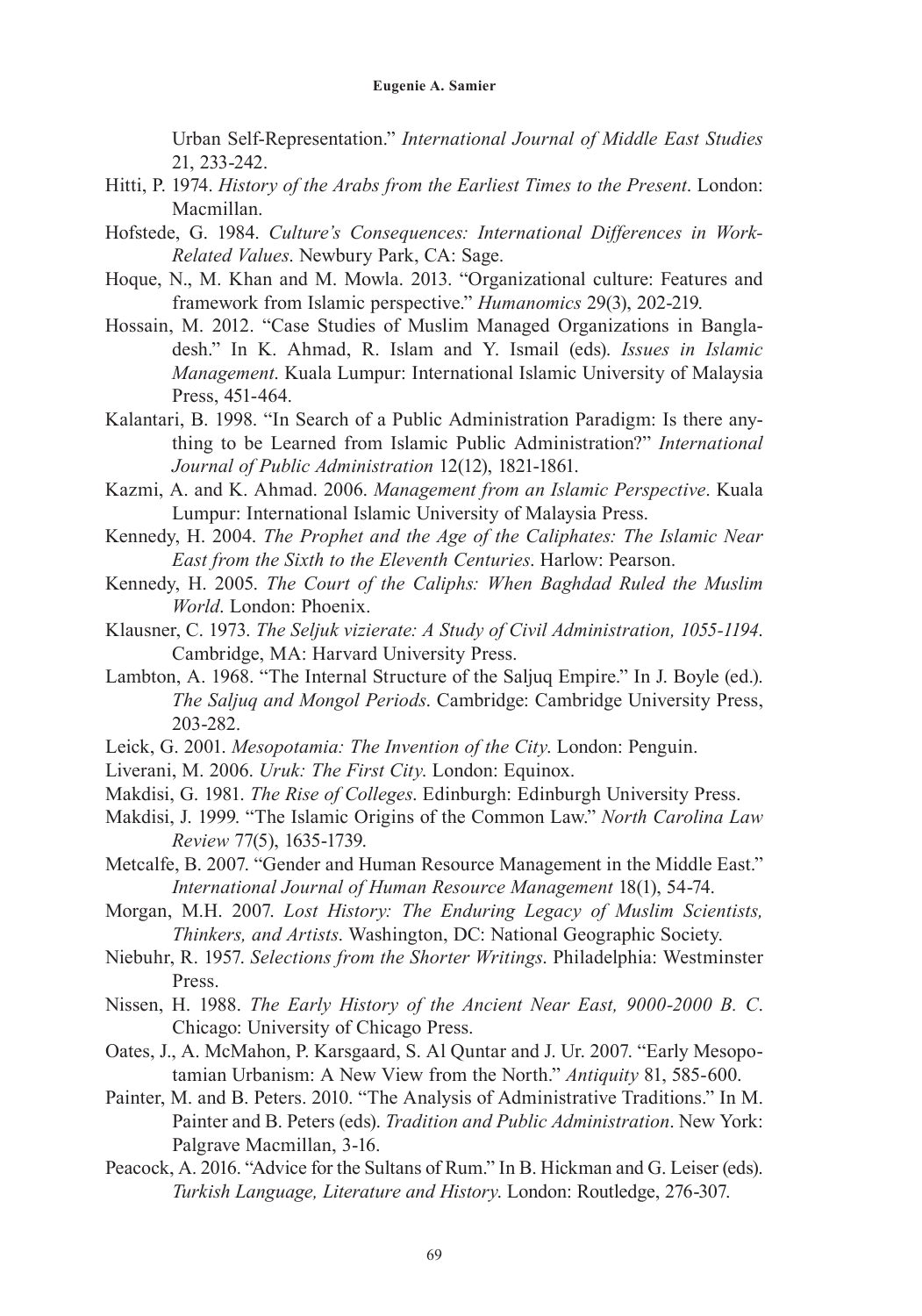Urban Self-Representation." *International Journal of Middle East Studies* 21, 233-242.

Hitti, P. 1974. *History of the Arabs from the Earliest Times to the Present*. London: Macmillan.

Hofstede, G. 1984. *Culture's Consequences: International Differences in Work-Related Values*. Newbury Park, CA: Sage.

Hoque, N., M. Khan and M. Mowla. 2013. "Organizational culture: Features and framework from Islamic perspective." *Humanomics* 29(3), 202-219.

Hossain, M. 2012. "Case Studies of Muslim Managed Organizations in Bangladesh." In K. Ahmad, R. Islam and Y. Ismail (eds). *Issues in Islamic Management*. Kuala Lumpur: International Islamic University of Malaysia Press, 451-464.

Kalantari, B. 1998. "In Search of a Public Administration Paradigm: Is there anything to be Learned from Islamic Public Administration?" *International Journal of Public Administration* 12(12), 1821-1861.

Kazmi, A. and K. Ahmad. 2006. *Management from an Islamic Perspective*. Kuala Lumpur: International Islamic University of Malaysia Press.

Kennedy, H. 2004. *The Prophet and the Age of the Caliphates: The Islamic Near East from the Sixth to the Eleventh Centuries*. Harlow: Pearson.

Kennedy, H. 2005. *The Court of the Caliphs: When Baghdad Ruled the Muslim World*. London: Phoenix.

Klausner, C. 1973. *The Seljuk vizierate: A Study of Civil Administration, 1055-1194*. Cambridge, MA: Harvard University Press.

Lambton, A. 1968. "The Internal Structure of the Saljuq Empire." In J. Boyle (ed.). *The Saljuq and Mongol Periods*. Cambridge: Cambridge University Press, 203-282.

Leick, G. 2001. *Mesopotamia: The Invention of the City*. London: Penguin.

Liverani, M. 2006. *Uruk: The First City*. London: Equinox.

Makdisi, G. 1981. *The Rise of Colleges*. Edinburgh: Edinburgh University Press.

Makdisi, J. 1999. "The Islamic Origins of the Common Law." *North Carolina Law Review* 77(5), 1635-1739.

Metcalfe, B. 2007. "Gender and Human Resource Management in the Middle East." *International Journal of Human Resource Management* 18(1), 54-74.

Morgan, M.H. 2007. *Lost History: The Enduring Legacy of Muslim Scientists, Thinkers, and Artists*. Washington, DC: National Geographic Society.

Niebuhr, R. 1957. *Selections from the Shorter Writings*. Philadelphia: Westminster Press.

Nissen, H. 1988. *The Early History of the Ancient Near East, 9000-2000 B. C*. Chicago: University of Chicago Press.

Oates, J., A. McMahon, P. Karsgaard, S. Al Quntar and J. Ur. 2007. "Early Mesopotamian Urbanism: A New View from the North." *Antiquity* 81, 585-600.

Painter, M. and B. Peters. 2010. "The Analysis of Administrative Traditions." In M. Painter and B. Peters (eds). *Tradition and Public Administration*. New York: Palgrave Macmillan, 3-16.

Peacock, A. 2016. "Advice for the Sultans of Rum." In B. Hickman and G. Leiser (eds). *Turkish Language, Literature and History*. London: Routledge, 276-307.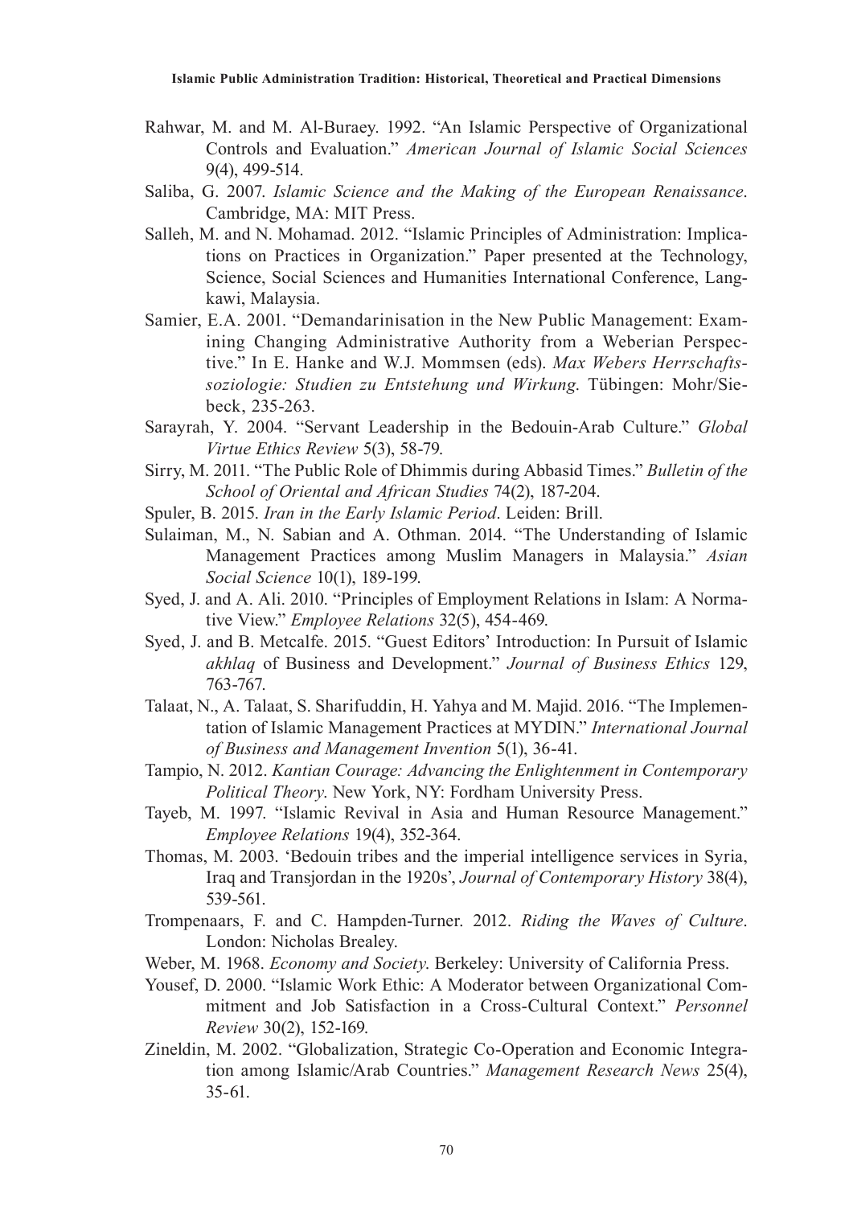Rahwar, M. and M. Al-Buraey. 1992. "An Islamic Perspective of Organizational Controls and Evaluation." *American Journal of Islamic Social Sciences* 9(4), 499-514.

Saliba, G. 2007. *Islamic Science and the Making of the European Renaissance*. Cambridge, MA: MIT Press.

Salleh, M. and N. Mohamad. 2012. "Islamic Principles of Administration: Implications on Practices in Organization." Paper presented at the Technology, Science, Social Sciences and Humanities International Conference, Langkawi, Malaysia.

Samier, E.A. 2001. "Demandarinisation in the New Public Management: Examining Changing Administrative Authority from a Weberian Perspective." In E. Hanke and W.J. Mommsen (eds). *Max Webers Herrschaftssoziologie: Studien zu Entstehung und Wirkung*. Tübingen: Mohr/Siebeck, 235-263.

Sarayrah, Y. 2004. "Servant Leadership in the Bedouin-Arab Culture." *Global Virtue Ethics Review* 5(3), 58-79.

Sirry, M. 2011. "The Public Role of Dhimmis during Abbasid Times." *Bulletin of the School of Oriental and African Studies* 74(2), 187-204.

Spuler, B. 2015. *Iran in the Early Islamic Period*. Leiden: Brill.

Sulaiman, M., N. Sabian and A. Othman. 2014. "The Understanding of Islamic Management Practices among Muslim Managers in Malaysia." *Asian Social Science* 10(1), 189-199.

Syed, J. and A. Ali. 2010. "Principles of Employment Relations in Islam: A Normative View." *Employee Relations* 32(5), 454-469.

Syed, J. and B. Metcalfe. 2015. "Guest Editors' Introduction: In Pursuit of Islamic *akhlaq* of Business and Development." *Journal of Business Ethics* 129, 763-767.

Talaat, N., A. Talaat, S. Sharifuddin, H. Yahya and M. Majid. 2016. "The Implementation of Islamic Management Practices at MYDIN." *International Journal of Business and Management Invention* 5(1), 36-41.

Tampio, N. 2012. *Kantian Courage: Advancing the Enlightenment in Contemporary Political Theory*. New York, NY: Fordham University Press.

Tayeb, M. 1997. "Islamic Revival in Asia and Human Resource Management." *Employee Relations* 19(4), 352-364.

Thomas, M. 2003. 'Bedouin tribes and the imperial intelligence services in Syria, Iraq and Transjordan in the 1920s', *Journal of Contemporary History* 38(4), 539-561.

Trompenaars, F. and C. Hampden-Turner. 2012. *Riding the Waves of Culture*. London: Nicholas Brealey.

Weber, M. 1968. *Economy and Society*. Berkeley: University of California Press.

Yousef, D. 2000. "Islamic Work Ethic: A Moderator between Organizational Commitment and Job Satisfaction in a Cross-Cultural Context." *Personnel Review* 30(2), 152-169.

Zineldin, M. 2002. "Globalization, Strategic Co-Operation and Economic Integration among Islamic/Arab Countries." *Management Research News* 25(4), 35-61.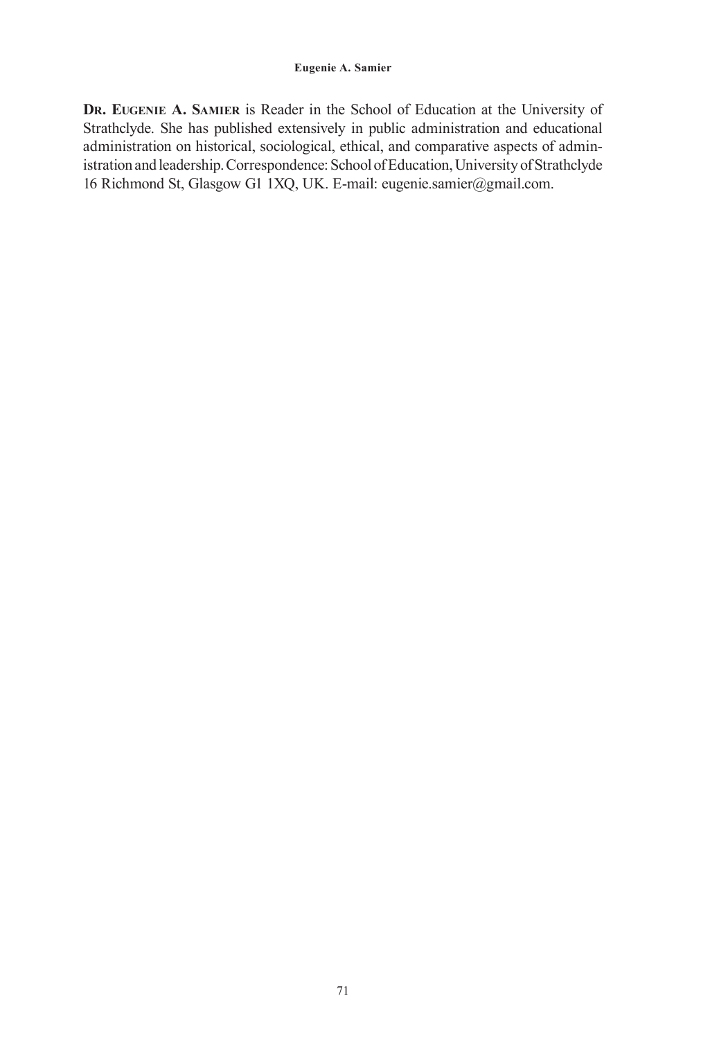**Dr. Eugenie A. Samier** is Reader in the School of Education at the University of Strathclyde. She has published extensively in public administration and educational administration on historical, sociological, ethical, and comparative aspects of administration and leadership. Correspondence: School of Education, University of Strathclyde 16 Richmond St, Glasgow G1 1XQ, UK. E-mail: eugenie.samier@gmail.com.